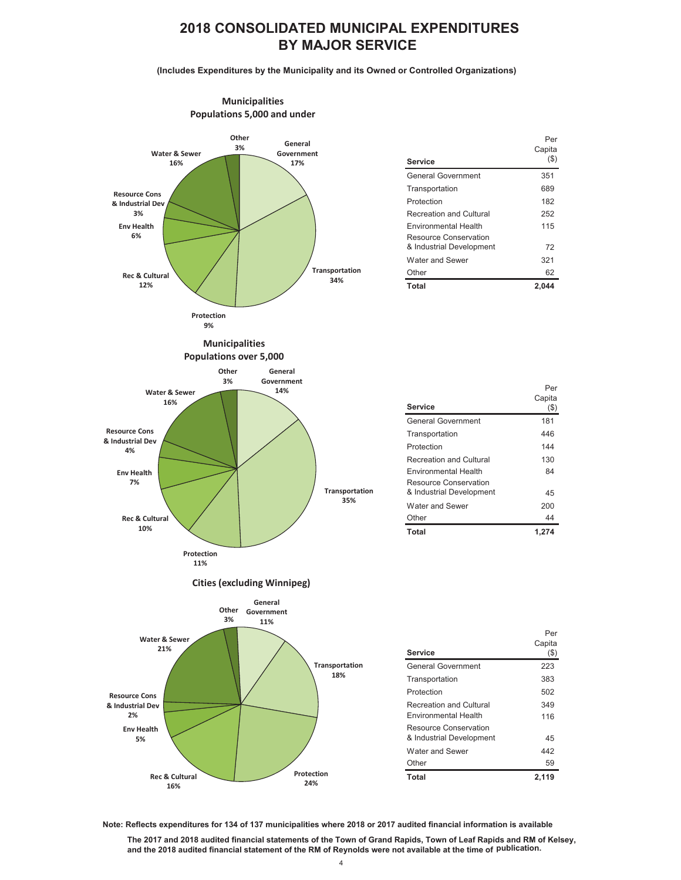# 2018 CONSOLIDATED MUNICIPAL EXPENDITURES BY MAJOR SERVICE

**(Includes Expenditures by the Municipality and its Owned or Controlled Organizations)**

## Municipalities Populations 5,000 and under

General Government 17%, Transportation 34%, Protection 9%, Rec & Cultural 12%, Env Health 6%, Resource Cons & Industrial Dev 3%, Water & Sewer 16%, Other 3%

| Service | Per Capita ($) |
|---|---|
| General Government | 351 |
| Transportation | 689 |
| Protection | 182 |
| Recreation and Cultural | 252 |
| Environmental Health | 115 |
| Resource Conservation & Industrial Development | 72 |
| Water and Sewer | 321 |
| Other | 62 |
| **Total** | **2,044** |

## Municipalities Populations over 5,000

General Government 14%, Transportation 35%, Protection 11%, Rec & Cultural 10%, Env Health 7%, Resource Cons & Industrial Dev 4%, Water & Sewer 16%, Other 3%

| Service | Per Capita ($) |
|---|---|
| General Government | 181 |
| Transportation | 446 |
| Protection | 144 |
| Recreation and Cultural | 130 |
| Environmental Health | 84 |
| Resource Conservation & Industrial Development | 45 |
| Water and Sewer | 200 |
| Other | 44 |
| **Total** | **1,274** |

## Cities (excluding Winnipeg)

General Government 11%, Transportation 18%, Protection 24%, Rec & Cultural 16%, Env Health 5%, Resource Cons & Industrial Dev 2%, Water & Sewer 21%, Other 3%

| Service | Per Capita ($) |
|---|---|
| General Government | 223 |
| Transportation | 383 |
| Protection | 502 |
| Recreation and Cultural | 349 |
| Environmental Health | 116 |
| Resource Conservation & Industrial Development | 45 |
| Water and Sewer | 442 |
| Other | 59 |
| **Total** | **2,119** |

**Note: Reflects expenditures for 134 of 137 municipalities where 2018 or 2017 audited financial information is available**

**The 2017 and 2018 audited financial statements of the Town of Grand Rapids, Town of Leaf Rapids and RM of Kelsey, and the 2018 audited financial statement of the RM of Reynolds were not available at the time of publication.**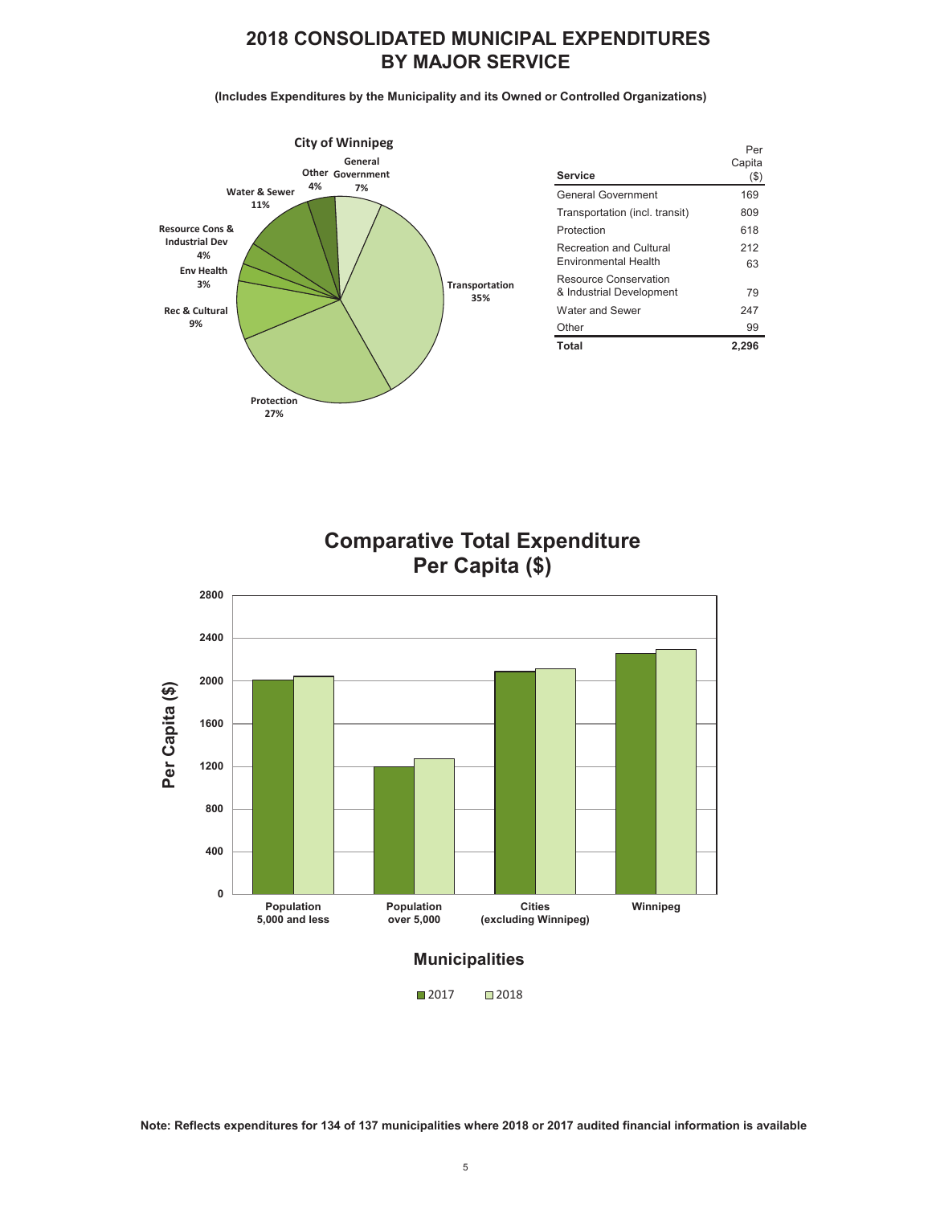# 2018 CONSOLIDATED MUNICIPAL EXPENDITURES BY MAJOR SERVICE

**(Includes Expenditures by the Municipality and its Owned or Controlled Organizations)**

City of Winnipeg

General Government 7%
Other 4%
Water & Sewer 11%
Resource Cons & Industrial Dev 4%
Env Health 3%
Rec & Cultural 9%
Protection 27%
Transportation 35%

| Service | Per Capita ($) |
|---|---|
| General Government | 169 |
| Transportation (incl. transit) | 809 |
| Protection | 618 |
| Recreation and Cultural | 212 |
| Environmental Health | 63 |
| Resource Conservation & Industrial Development | 79 |
| Water and Sewer | 247 |
| Other | 99 |
| **Total** | **2,296** |

## Comparative Total Expenditure Per Capita ($)

Per Capita ($)

2800
2400
2000
1600
1200
800
400
0

Population 5,000 and less
Population over 5,000
Cities (excluding Winnipeg)
Winnipeg

Municipalities

2017 2018

**Note: Reflects expenditures for 134 of 137 municipalities where 2018 or 2017 audited financial information is available**